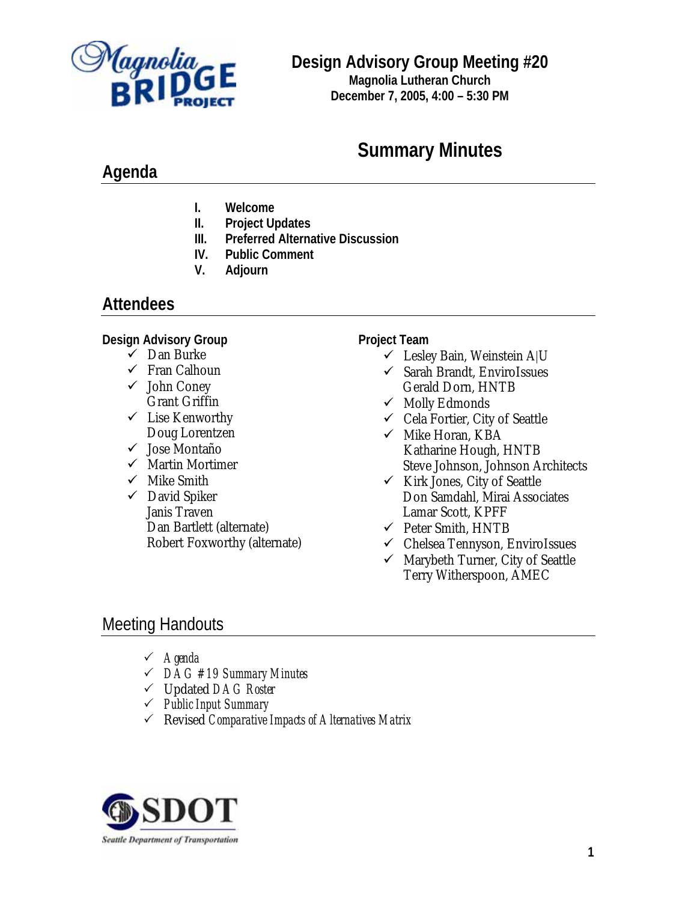# Design Advisory Group Meeting #20

**Magnolia Lutheran Church**
**December 7, 2005, 4:00 – 5:30 PM**

## Summary Minutes

## Agenda

- **I. Welcome**
- **II. Project Updates**
- **III. Preferred Alternative Discussion**
- **IV. Public Comment**
- **V. Adjourn**

## Attendees

**Design Advisory Group**

- ✓ Dan Burke
- ✓ Fran Calhoun
- ✓ John Coney
- Grant Griffin
- ✓ Lise Kenworthy
- Doug Lorentzen
- ✓ Jose Montaño
- ✓ Martin Mortimer
- ✓ Mike Smith
- ✓ David Spiker
- Janis Traven
- Dan Bartlett (alternate)
- Robert Foxworthy (alternate)

**Project Team**

- ✓ Lesley Bain, Weinstein A|U
- ✓ Sarah Brandt, EnviroIssues
- Gerald Dorn, HNTB
- ✓ Molly Edmonds
- ✓ Cela Fortier, City of Seattle
- ✓ Mike Horan, KBA
- Katharine Hough, HNTB
- Steve Johnson, Johnson Architects
- ✓ Kirk Jones, City of Seattle
- Don Samdahl, Mirai Associates
- Lamar Scott, KPFF
- ✓ Peter Smith, HNTB
- ✓ Chelsea Tennyson, EnviroIssues
- ✓ Marybeth Turner, City of Seattle
- Terry Witherspoon, AMEC

## Meeting Handouts

- ✓ *Agenda*
- ✓ *DAG #19 Summary Minutes*
- ✓ Updated *DAG Roster*
- ✓ *Public Input Summary*
- ✓ Revised *Comparative Impacts of Alternatives Matrix*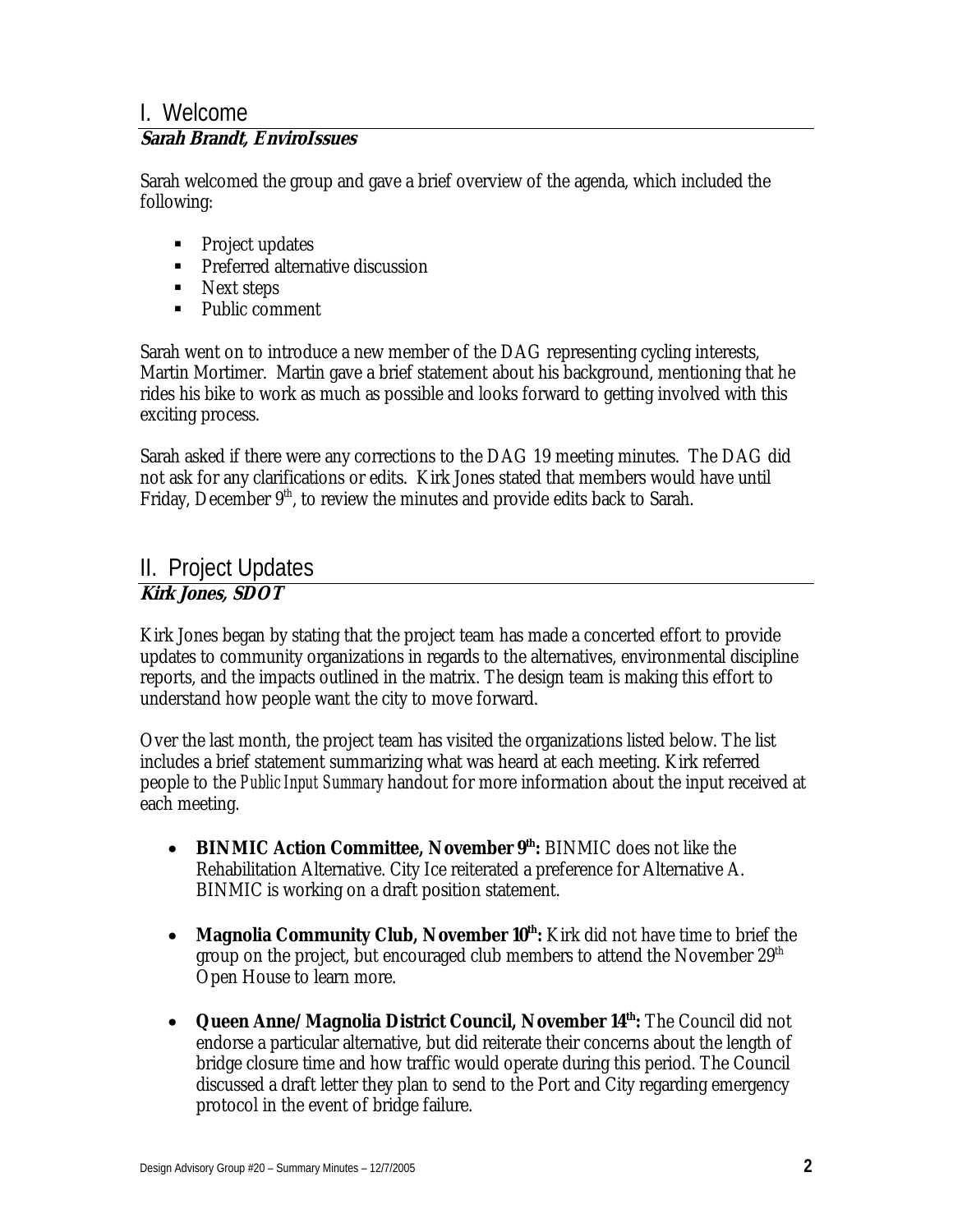## I. Welcome

**Sarah Brandt, EnviroIssues**

Sarah welcomed the group and gave a brief overview of the agenda, which included the following:

- Project updates
- Preferred alternative discussion
- Next steps
- Public comment

Sarah went on to introduce a new member of the DAG representing cycling interests, Martin Mortimer. Martin gave a brief statement about his background, mentioning that he rides his bike to work as much as possible and looks forward to getting involved with this exciting process.

Sarah asked if there were any corrections to the DAG 19 meeting minutes. The DAG did not ask for any clarifications or edits. Kirk Jones stated that members would have until Friday, December 9th, to review the minutes and provide edits back to Sarah.

## II. Project Updates

**Kirk Jones, SDOT**

Kirk Jones began by stating that the project team has made a concerted effort to provide updates to community organizations in regards to the alternatives, environmental discipline reports, and the impacts outlined in the matrix. The design team is making this effort to understand how people want the city to move forward.

Over the last month, the project team has visited the organizations listed below. The list includes a brief statement summarizing what was heard at each meeting. Kirk referred people to the *Public Input Summary* handout for more information about the input received at each meeting.

- **BINMIC Action Committee, November 9th:** BINMIC does not like the Rehabilitation Alternative. City Ice reiterated a preference for Alternative A. BINMIC is working on a draft position statement.
- **Magnolia Community Club, November 10th:** Kirk did not have time to brief the group on the project, but encouraged club members to attend the November 29th Open House to learn more.
- **Queen Anne/Magnolia District Council, November 14th:** The Council did not endorse a particular alternative, but did reiterate their concerns about the length of bridge closure time and how traffic would operate during this period. The Council discussed a draft letter they plan to send to the Port and City regarding emergency protocol in the event of bridge failure.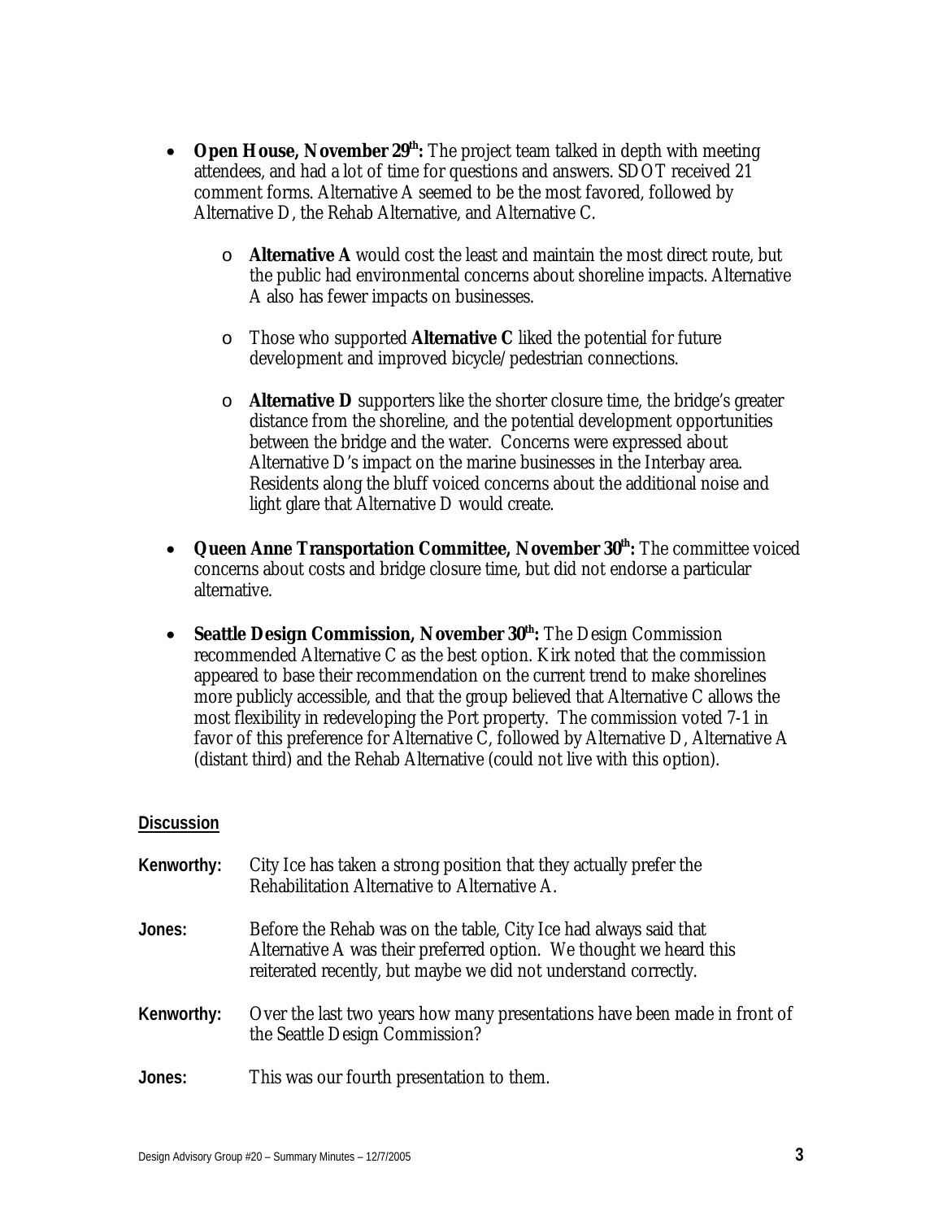- **Open House, November 29th:** The project team talked in depth with meeting attendees, and had a lot of time for questions and answers. SDOT received 21 comment forms. Alternative A seemed to be the most favored, followed by Alternative D, the Rehab Alternative, and Alternative C.
    - **Alternative A** would cost the least and maintain the most direct route, but the public had environmental concerns about shoreline impacts. Alternative A also has fewer impacts on businesses.
    - Those who supported **Alternative C** liked the potential for future development and improved bicycle/pedestrian connections.
    - **Alternative D** supporters like the shorter closure time, the bridge's greater distance from the shoreline, and the potential development opportunities between the bridge and the water. Concerns were expressed about Alternative D's impact on the marine businesses in the Interbay area. Residents along the bluff voiced concerns about the additional noise and light glare that Alternative D would create.
- **Queen Anne Transportation Committee, November 30th:** The committee voiced concerns about costs and bridge closure time, but did not endorse a particular alternative.
- **Seattle Design Commission, November 30th:** The Design Commission recommended Alternative C as the best option. Kirk noted that the commission appeared to base their recommendation on the current trend to make shorelines more publicly accessible, and that the group believed that Alternative C allows the most flexibility in redeveloping the Port property. The commission voted 7-1 in favor of this preference for Alternative C, followed by Alternative D, Alternative A (distant third) and the Rehab Alternative (could not live with this option).

**Discussion**

**Kenworthy:** City Ice has taken a strong position that they actually prefer the Rehabilitation Alternative to Alternative A.

**Jones:** Before the Rehab was on the table, City Ice had always said that Alternative A was their preferred option. We thought we heard this reiterated recently, but maybe we did not understand correctly.

**Kenworthy:** Over the last two years how many presentations have been made in front of the Seattle Design Commission?

**Jones:** This was our fourth presentation to them.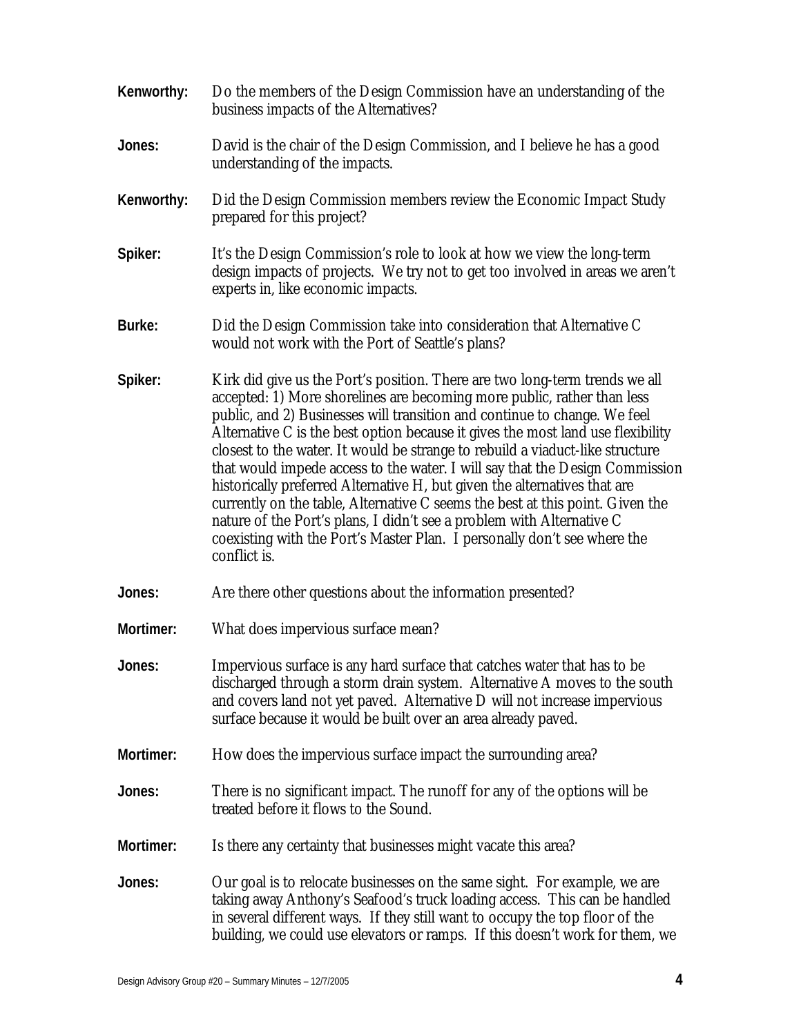**Kenworthy:** Do the members of the Design Commission have an understanding of the business impacts of the Alternatives?

**Jones:** David is the chair of the Design Commission, and I believe he has a good understanding of the impacts.

**Kenworthy:** Did the Design Commission members review the Economic Impact Study prepared for this project?

**Spiker:** It's the Design Commission's role to look at how we view the long-term design impacts of projects. We try not to get too involved in areas we aren't experts in, like economic impacts.

**Burke:** Did the Design Commission take into consideration that Alternative C would not work with the Port of Seattle's plans?

**Spiker:** Kirk did give us the Port's position. There are two long-term trends we all accepted: 1) More shorelines are becoming more public, rather than less public, and 2) Businesses will transition and continue to change. We feel Alternative C is the best option because it gives the most land use flexibility closest to the water. It would be strange to rebuild a viaduct-like structure that would impede access to the water. I will say that the Design Commission historically preferred Alternative H, but given the alternatives that are currently on the table, Alternative C seems the best at this point. Given the nature of the Port's plans, I didn't see a problem with Alternative C coexisting with the Port's Master Plan. I personally don't see where the conflict is.

**Jones:** Are there other questions about the information presented?

**Mortimer:** What does impervious surface mean?

**Jones:** Impervious surface is any hard surface that catches water that has to be discharged through a storm drain system. Alternative A moves to the south and covers land not yet paved. Alternative D will not increase impervious surface because it would be built over an area already paved.

**Mortimer:** How does the impervious surface impact the surrounding area?

**Jones:** There is no significant impact. The runoff for any of the options will be treated before it flows to the Sound.

**Mortimer:** Is there any certainty that businesses might vacate this area?

**Jones:** Our goal is to relocate businesses on the same sight. For example, we are taking away Anthony's Seafood's truck loading access. This can be handled in several different ways. If they still want to occupy the top floor of the building, we could use elevators or ramps. If this doesn't work for them, we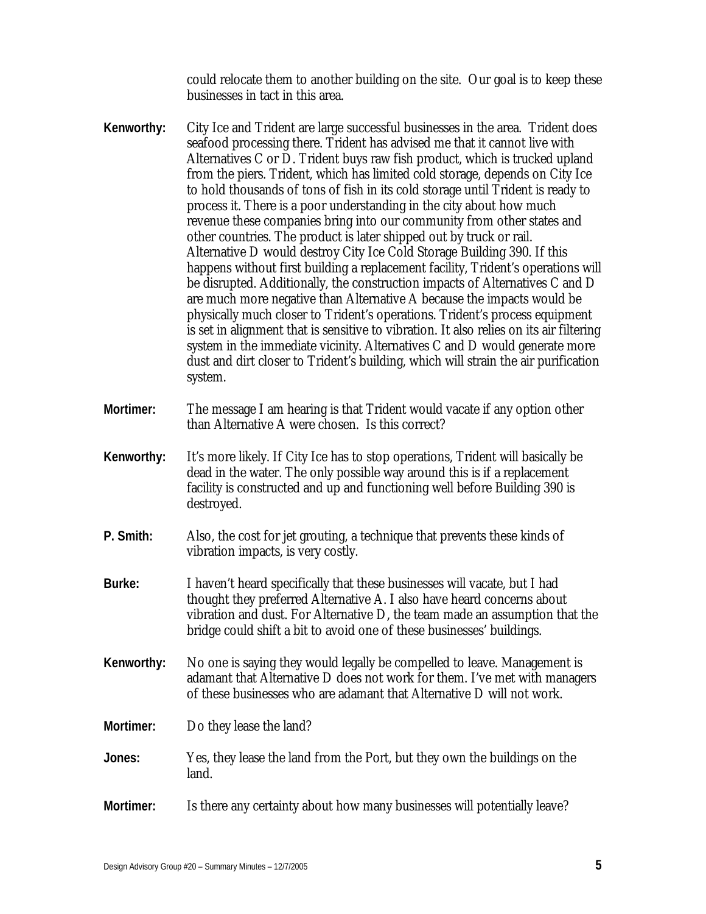could relocate them to another building on the site. Our goal is to keep these businesses in tact in this area.

**Kenworthy:** City Ice and Trident are large successful businesses in the area. Trident does seafood processing there. Trident has advised me that it cannot live with Alternatives C or D. Trident buys raw fish product, which is trucked upland from the piers. Trident, which has limited cold storage, depends on City Ice to hold thousands of tons of fish in its cold storage until Trident is ready to process it. There is a poor understanding in the city about how much revenue these companies bring into our community from other states and other countries. The product is later shipped out by truck or rail. Alternative D would destroy City Ice Cold Storage Building 390. If this happens without first building a replacement facility, Trident's operations will be disrupted. Additionally, the construction impacts of Alternatives C and D are much more negative than Alternative A because the impacts would be physically much closer to Trident's operations. Trident's process equipment is set in alignment that is sensitive to vibration. It also relies on its air filtering system in the immediate vicinity. Alternatives C and D would generate more dust and dirt closer to Trident's building, which will strain the air purification system.

**Mortimer:** The message I am hearing is that Trident would vacate if any option other than Alternative A were chosen. Is this correct?

**Kenworthy:** It's more likely. If City Ice has to stop operations, Trident will basically be dead in the water. The only possible way around this is if a replacement facility is constructed and up and functioning well before Building 390 is destroyed.

**P. Smith:** Also, the cost for jet grouting, a technique that prevents these kinds of vibration impacts, is very costly.

**Burke:** I haven't heard specifically that these businesses will vacate, but I had thought they preferred Alternative A. I also have heard concerns about vibration and dust. For Alternative D, the team made an assumption that the bridge could shift a bit to avoid one of these businesses' buildings.

**Kenworthy:** No one is saying they would legally be compelled to leave. Management is adamant that Alternative D does not work for them. I've met with managers of these businesses who are adamant that Alternative D will not work.

**Mortimer:** Do they lease the land?

**Jones:** Yes, they lease the land from the Port, but they own the buildings on the land.

**Mortimer:** Is there any certainty about how many businesses will potentially leave?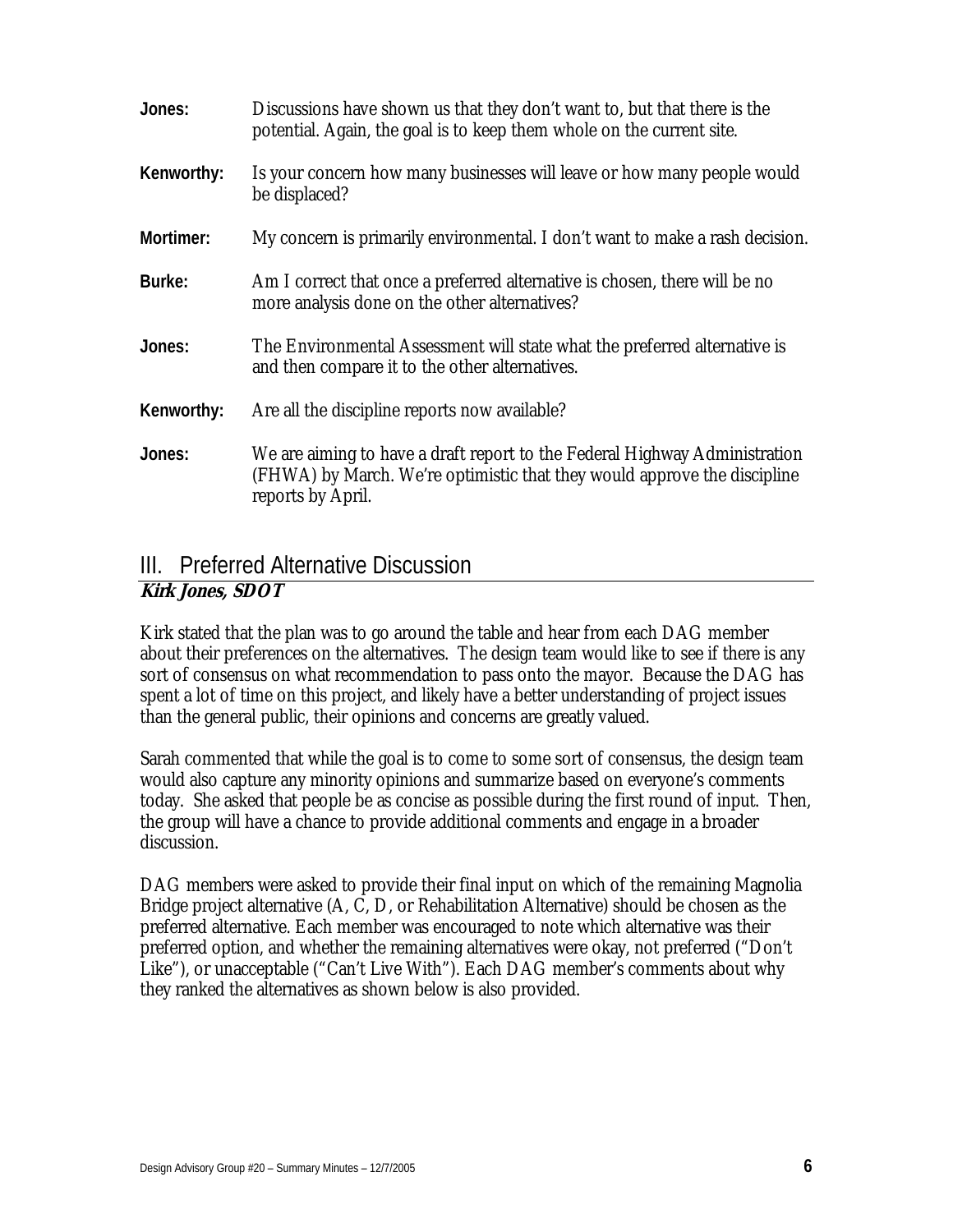**Jones:** Discussions have shown us that they don't want to, but that there is the potential. Again, the goal is to keep them whole on the current site.

**Kenworthy:** Is your concern how many businesses will leave or how many people would be displaced?

**Mortimer:** My concern is primarily environmental. I don't want to make a rash decision.

**Burke:** Am I correct that once a preferred alternative is chosen, there will be no more analysis done on the other alternatives?

**Jones:** The Environmental Assessment will state what the preferred alternative is and then compare it to the other alternatives.

**Kenworthy:** Are all the discipline reports now available?

**Jones:** We are aiming to have a draft report to the Federal Highway Administration (FHWA) by March. We're optimistic that they would approve the discipline reports by April.

## III. Preferred Alternative Discussion

***Kirk Jones, SDOT***

Kirk stated that the plan was to go around the table and hear from each DAG member about their preferences on the alternatives. The design team would like to see if there is any sort of consensus on what recommendation to pass onto the mayor. Because the DAG has spent a lot of time on this project, and likely have a better understanding of project issues than the general public, their opinions and concerns are greatly valued.

Sarah commented that while the goal is to come to some sort of consensus, the design team would also capture any minority opinions and summarize based on everyone's comments today. She asked that people be as concise as possible during the first round of input. Then, the group will have a chance to provide additional comments and engage in a broader discussion.

DAG members were asked to provide their final input on which of the remaining Magnolia Bridge project alternative (A, C, D, or Rehabilitation Alternative) should be chosen as the preferred alternative. Each member was encouraged to note which alternative was their preferred option, and whether the remaining alternatives were okay, not preferred ("Don't Like"), or unacceptable ("Can't Live With"). Each DAG member's comments about why they ranked the alternatives as shown below is also provided.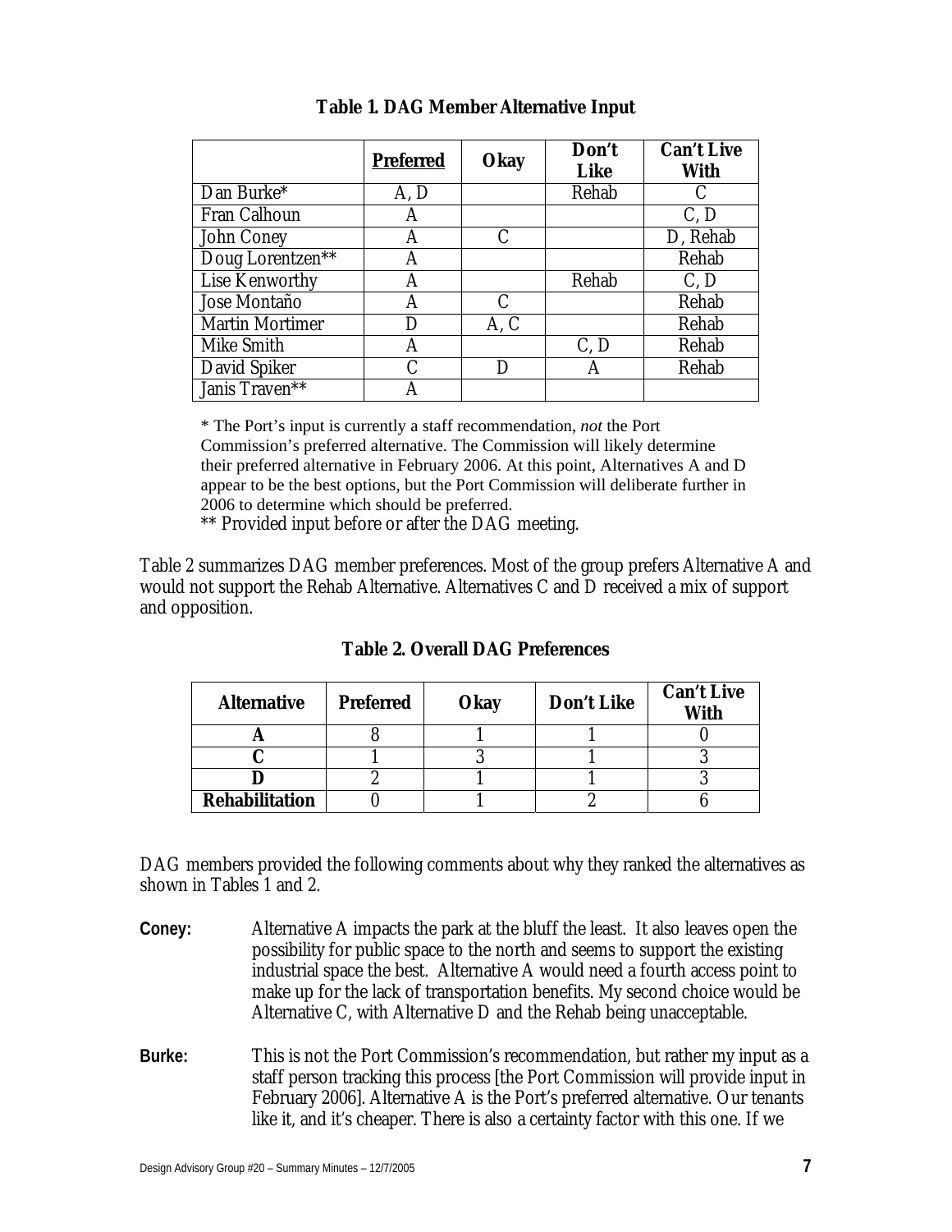**Table 1. DAG Member Alternative Input**

| | Preferred | Okay | Don't Like | Can't Live With |
|---|---|---|---|---|
| Dan Burke* | A, D | | Rehab | C |
| Fran Calhoun | A | | | C, D |
| John Coney | A | C | | D, Rehab |
| Doug Lorentzen** | A | | | Rehab |
| Lise Kenworthy | A | | Rehab | C, D |
| Jose Montaño | A | C | | Rehab |
| Martin Mortimer | D | A, C | | Rehab |
| Mike Smith | A | | C, D | Rehab |
| David Spiker | C | D | A | Rehab |
| Janis Traven** | A | | | |

\* The Port's input is currently a staff recommendation, *not* the Port Commission's preferred alternative. The Commission will likely determine their preferred alternative in February 2006. At this point, Alternatives A and D appear to be the best options, but the Port Commission will deliberate further in 2006 to determine which should be preferred.

** Provided input before or after the DAG meeting.

Table 2 summarizes DAG member preferences. Most of the group prefers Alternative A and would not support the Rehab Alternative. Alternatives C and D received a mix of support and opposition.

**Table 2. Overall DAG Preferences**

| Alternative | Preferred | Okay | Don't Like | Can't Live With |
|---|---|---|---|---|
| **A** | 8 | 1 | 1 | 0 |
| **C** | 1 | 3 | 1 | 3 |
| **D** | 2 | 1 | 1 | 3 |
| **Rehabilitation** | 0 | 1 | 2 | 6 |

DAG members provided the following comments about why they ranked the alternatives as shown in Tables 1 and 2.

**Coney:** Alternative A impacts the park at the bluff the least. It also leaves open the possibility for public space to the north and seems to support the existing industrial space the best. Alternative A would need a fourth access point to make up for the lack of transportation benefits. My second choice would be Alternative C, with Alternative D and the Rehab being unacceptable.

**Burke:** This is not the Port Commission's recommendation, but rather my input as a staff person tracking this process [the Port Commission will provide input in February 2006]. Alternative A is the Port's preferred alternative. Our tenants like it, and it's cheaper. There is also a certainty factor with this one. If we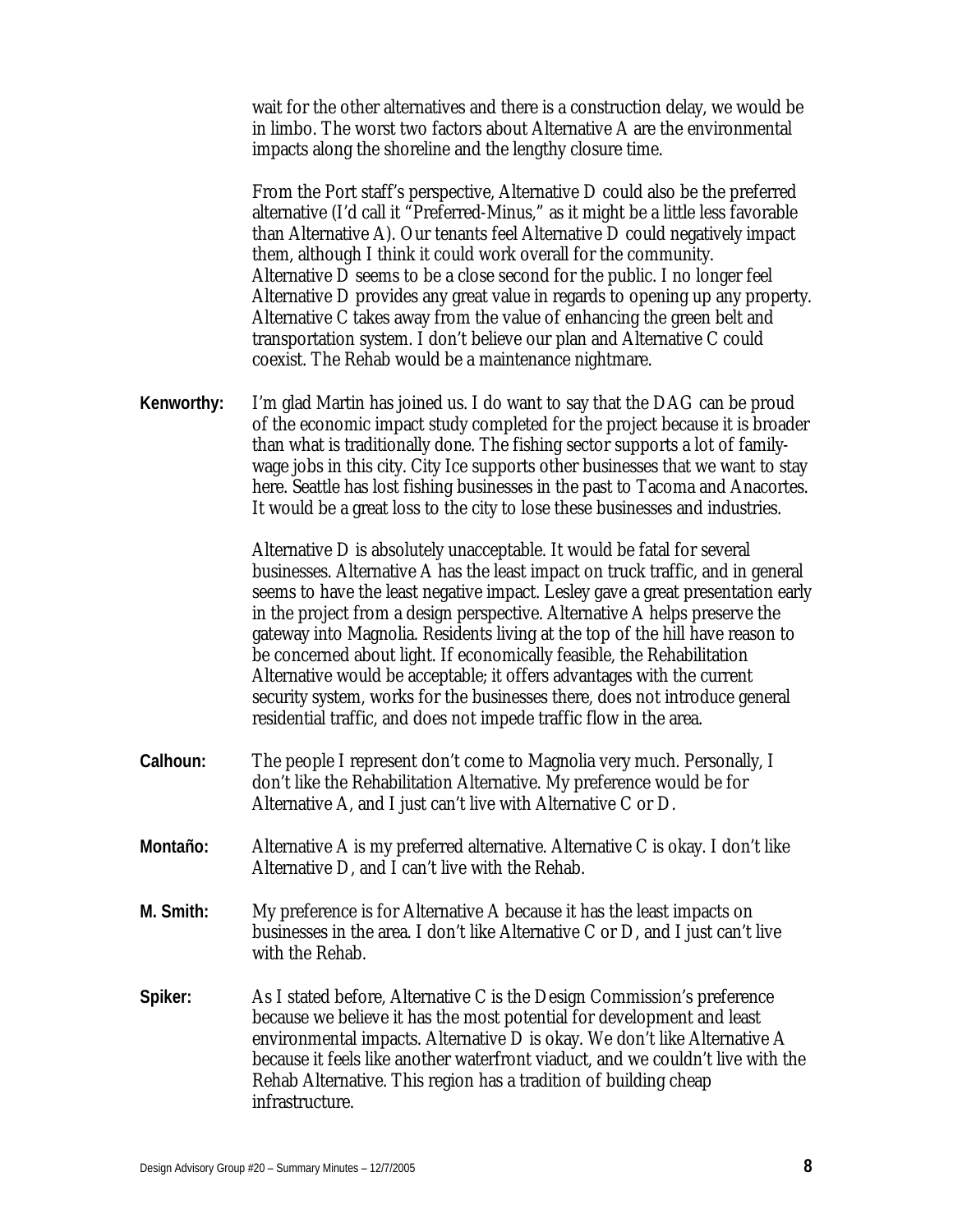wait for the other alternatives and there is a construction delay, we would be in limbo. The worst two factors about Alternative A are the environmental impacts along the shoreline and the lengthy closure time.

From the Port staff's perspective, Alternative D could also be the preferred alternative (I'd call it "Preferred-Minus," as it might be a little less favorable than Alternative A). Our tenants feel Alternative D could negatively impact them, although I think it could work overall for the community. Alternative D seems to be a close second for the public. I no longer feel Alternative D provides any great value in regards to opening up any property. Alternative C takes away from the value of enhancing the green belt and transportation system. I don't believe our plan and Alternative C could coexist. The Rehab would be a maintenance nightmare.

**Kenworthy:** I'm glad Martin has joined us. I do want to say that the DAG can be proud of the economic impact study completed for the project because it is broader than what is traditionally done. The fishing sector supports a lot of family-wage jobs in this city. City Ice supports other businesses that we want to stay here. Seattle has lost fishing businesses in the past to Tacoma and Anacortes. It would be a great loss to the city to lose these businesses and industries.

Alternative D is absolutely unacceptable. It would be fatal for several businesses. Alternative A has the least impact on truck traffic, and in general seems to have the least negative impact. Lesley gave a great presentation early in the project from a design perspective. Alternative A helps preserve the gateway into Magnolia. Residents living at the top of the hill have reason to be concerned about light. If economically feasible, the Rehabilitation Alternative would be acceptable; it offers advantages with the current security system, works for the businesses there, does not introduce general residential traffic, and does not impede traffic flow in the area.

**Calhoun:** The people I represent don't come to Magnolia very much. Personally, I don't like the Rehabilitation Alternative. My preference would be for Alternative A, and I just can't live with Alternative C or D.

**Montaño:** Alternative A is my preferred alternative. Alternative C is okay. I don't like Alternative D, and I can't live with the Rehab.

**M. Smith:** My preference is for Alternative A because it has the least impacts on businesses in the area. I don't like Alternative C or D, and I just can't live with the Rehab.

**Spiker:** As I stated before, Alternative C is the Design Commission's preference because we believe it has the most potential for development and least environmental impacts. Alternative D is okay. We don't like Alternative A because it feels like another waterfront viaduct, and we couldn't live with the Rehab Alternative. This region has a tradition of building cheap infrastructure.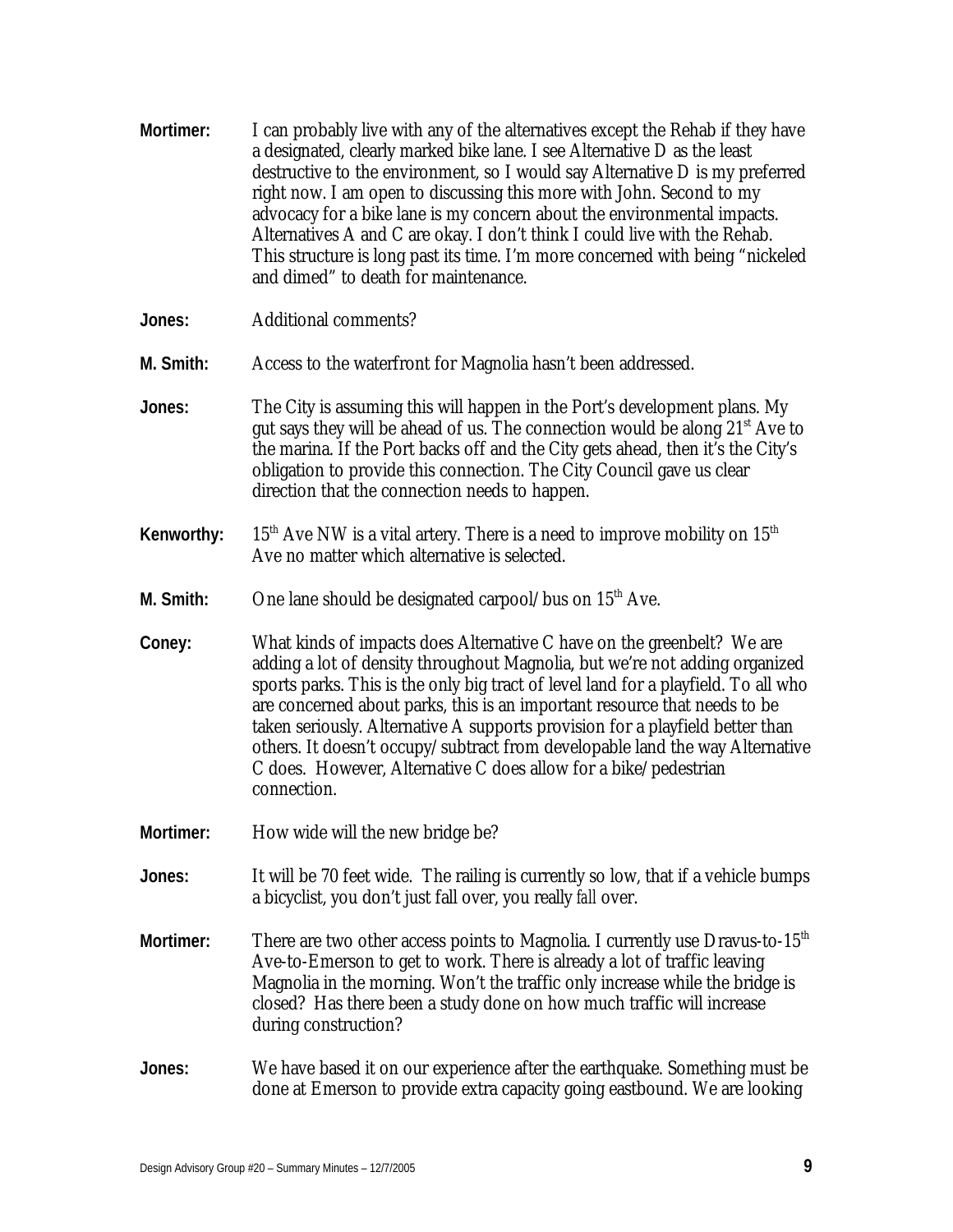**Mortimer:** I can probably live with any of the alternatives except the Rehab if they have a designated, clearly marked bike lane. I see Alternative D as the least destructive to the environment, so I would say Alternative D is my preferred right now. I am open to discussing this more with John. Second to my advocacy for a bike lane is my concern about the environmental impacts. Alternatives A and C are okay. I don't think I could live with the Rehab. This structure is long past its time. I'm more concerned with being "nickeled and dimed" to death for maintenance.

**Jones:** Additional comments?

**M. Smith:** Access to the waterfront for Magnolia hasn't been addressed.

**Jones:** The City is assuming this will happen in the Port's development plans. My gut says they will be ahead of us. The connection would be along 21st Ave to the marina. If the Port backs off and the City gets ahead, then it's the City's obligation to provide this connection. The City Council gave us clear direction that the connection needs to happen.

**Kenworthy:** 15th Ave NW is a vital artery. There is a need to improve mobility on 15th Ave no matter which alternative is selected.

**M. Smith:** One lane should be designated carpool/bus on 15th Ave.

**Coney:** What kinds of impacts does Alternative C have on the greenbelt? We are adding a lot of density throughout Magnolia, but we're not adding organized sports parks. This is the only big tract of level land for a playfield. To all who are concerned about parks, this is an important resource that needs to be taken seriously. Alternative A supports provision for a playfield better than others. It doesn't occupy/subtract from developable land the way Alternative C does. However, Alternative C does allow for a bike/pedestrian connection.

**Mortimer:** How wide will the new bridge be?

**Jones:** It will be 70 feet wide. The railing is currently so low, that if a vehicle bumps a bicyclist, you don't just fall over, you really *fall* over.

**Mortimer:** There are two other access points to Magnolia. I currently use Dravus-to-15th Ave-to-Emerson to get to work. There is already a lot of traffic leaving Magnolia in the morning. Won't the traffic only increase while the bridge is closed? Has there been a study done on how much traffic will increase during construction?

**Jones:** We have based it on our experience after the earthquake. Something must be done at Emerson to provide extra capacity going eastbound. We are looking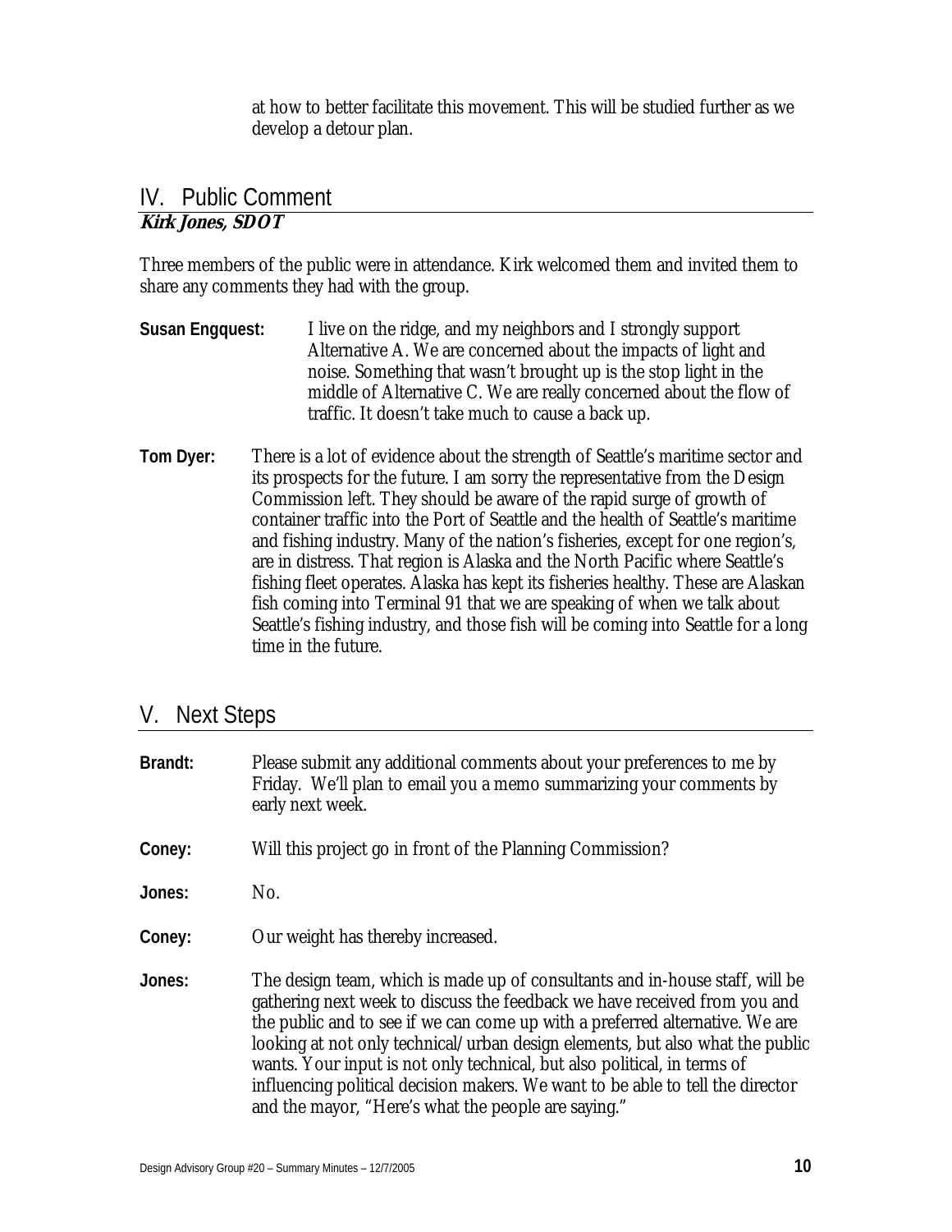at how to better facilitate this movement. This will be studied further as we develop a detour plan.

## IV. Public Comment

***Kirk Jones, SDOT***

Three members of the public were in attendance. Kirk welcomed them and invited them to share any comments they had with the group.

**Susan Engquest:** I live on the ridge, and my neighbors and I strongly support Alternative A. We are concerned about the impacts of light and noise. Something that wasn't brought up is the stop light in the middle of Alternative C. We are really concerned about the flow of traffic. It doesn't take much to cause a back up.

**Tom Dyer:** There is a lot of evidence about the strength of Seattle's maritime sector and its prospects for the future. I am sorry the representative from the Design Commission left. They should be aware of the rapid surge of growth of container traffic into the Port of Seattle and the health of Seattle's maritime and fishing industry. Many of the nation's fisheries, except for one region's, are in distress. That region is Alaska and the North Pacific where Seattle's fishing fleet operates. Alaska has kept its fisheries healthy. These are Alaskan fish coming into Terminal 91 that we are speaking of when we talk about Seattle's fishing industry, and those fish will be coming into Seattle for a long time in the future.

## V. Next Steps

**Brandt:** Please submit any additional comments about your preferences to me by Friday. We'll plan to email you a memo summarizing your comments by early next week.

**Coney:** Will this project go in front of the Planning Commission?

**Jones:** No.

**Coney:** Our weight has thereby increased.

**Jones:** The design team, which is made up of consultants and in-house staff, will be gathering next week to discuss the feedback we have received from you and the public and to see if we can come up with a preferred alternative. We are looking at not only technical/urban design elements, but also what the public wants. Your input is not only technical, but also political, in terms of influencing political decision makers. We want to be able to tell the director and the mayor, "Here's what the people are saying."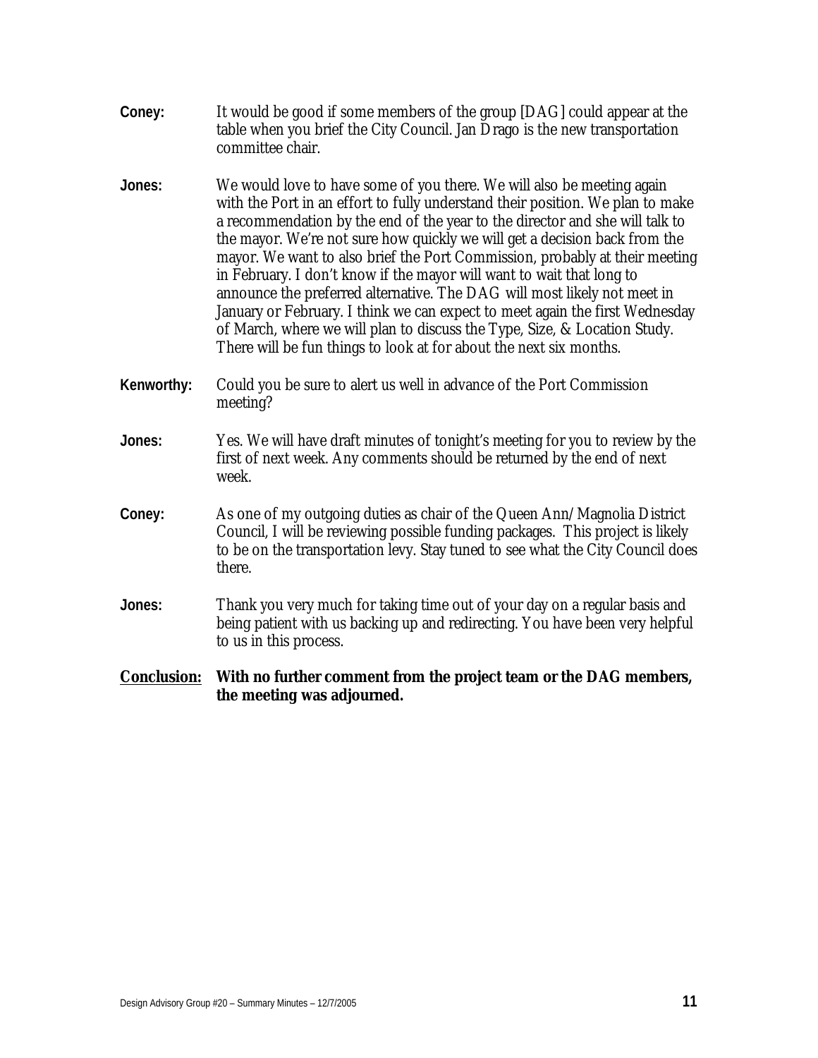**Coney:** It would be good if some members of the group [DAG] could appear at the table when you brief the City Council. Jan Drago is the new transportation committee chair.

**Jones:** We would love to have some of you there. We will also be meeting again with the Port in an effort to fully understand their position. We plan to make a recommendation by the end of the year to the director and she will talk to the mayor. We're not sure how quickly we will get a decision back from the mayor. We want to also brief the Port Commission, probably at their meeting in February. I don't know if the mayor will want to wait that long to announce the preferred alternative. The DAG will most likely not meet in January or February. I think we can expect to meet again the first Wednesday of March, where we will plan to discuss the Type, Size, & Location Study. There will be fun things to look at for about the next six months.

**Kenworthy:** Could you be sure to alert us well in advance of the Port Commission meeting?

**Jones:** Yes. We will have draft minutes of tonight's meeting for you to review by the first of next week. Any comments should be returned by the end of next week.

**Coney:** As one of my outgoing duties as chair of the Queen Ann/Magnolia District Council, I will be reviewing possible funding packages. This project is likely to be on the transportation levy. Stay tuned to see what the City Council does there.

**Jones:** Thank you very much for taking time out of your day on a regular basis and being patient with us backing up and redirecting. You have been very helpful to us in this process.

**Conclusion:** **With no further comment from the project team or the DAG members, the meeting was adjourned.**